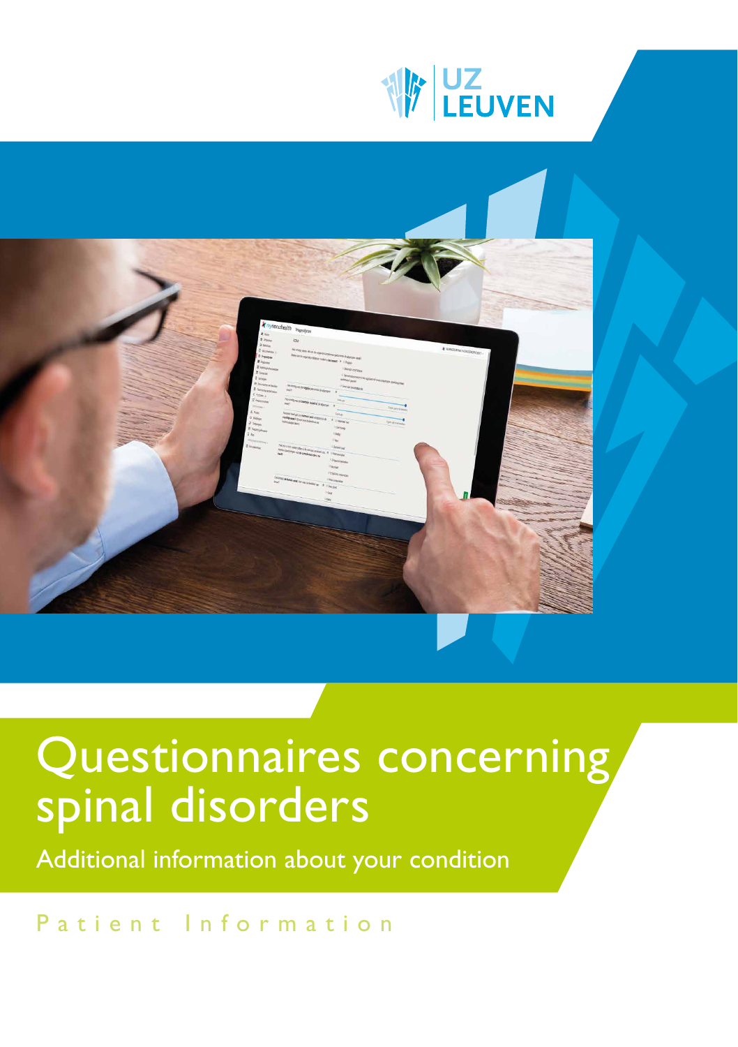UZ LEUVEN

# Questionnaires concerning spinal disorders

Additional information about your condition

Patient Information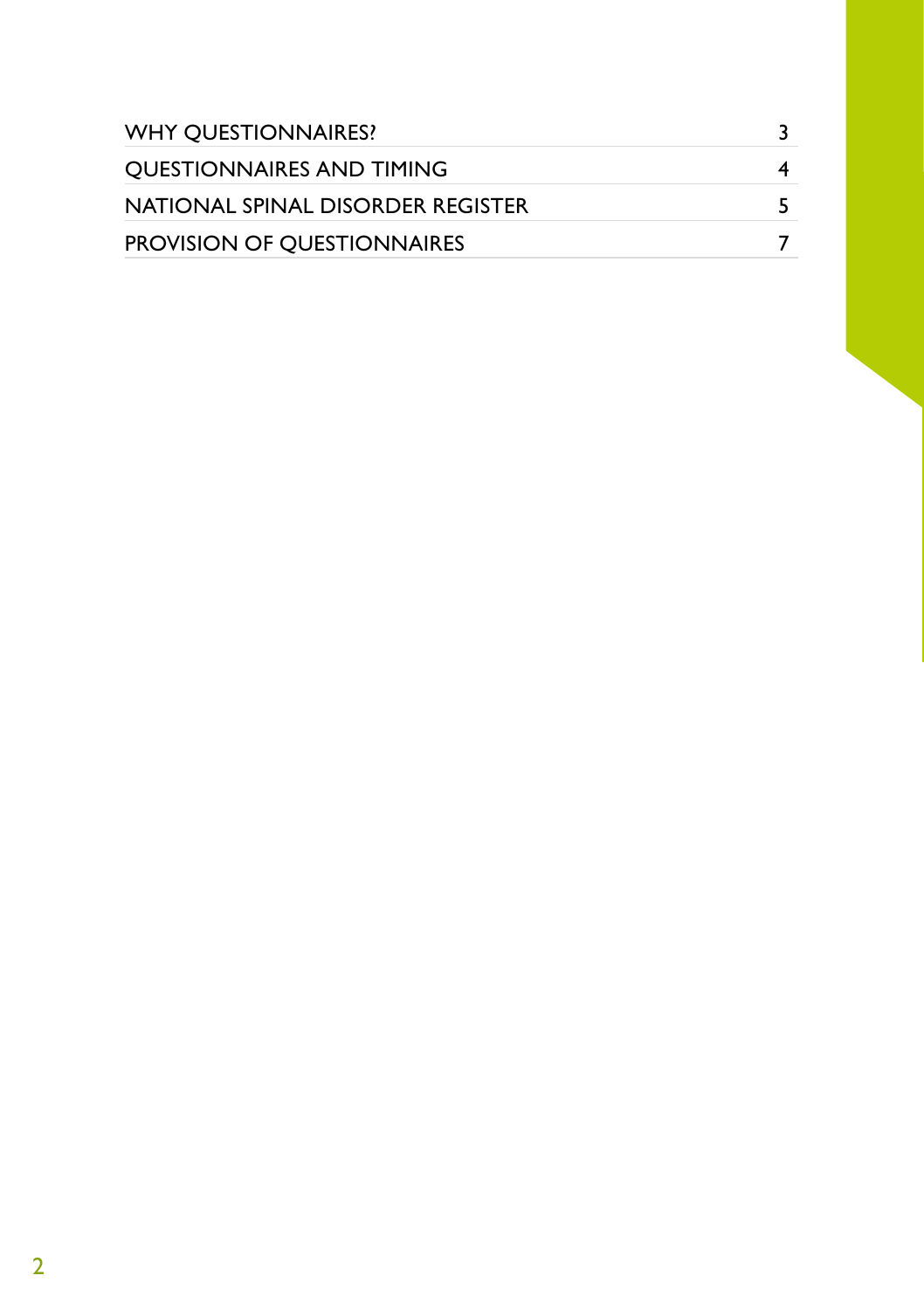| | |
|---|---|
| WHY QUESTIONNAIRES? | 3 |
| QUESTIONNAIRES AND TIMING | 4 |
| NATIONAL SPINAL DISORDER REGISTER | 5 |
| PROVISION OF QUESTIONNAIRES | 7 |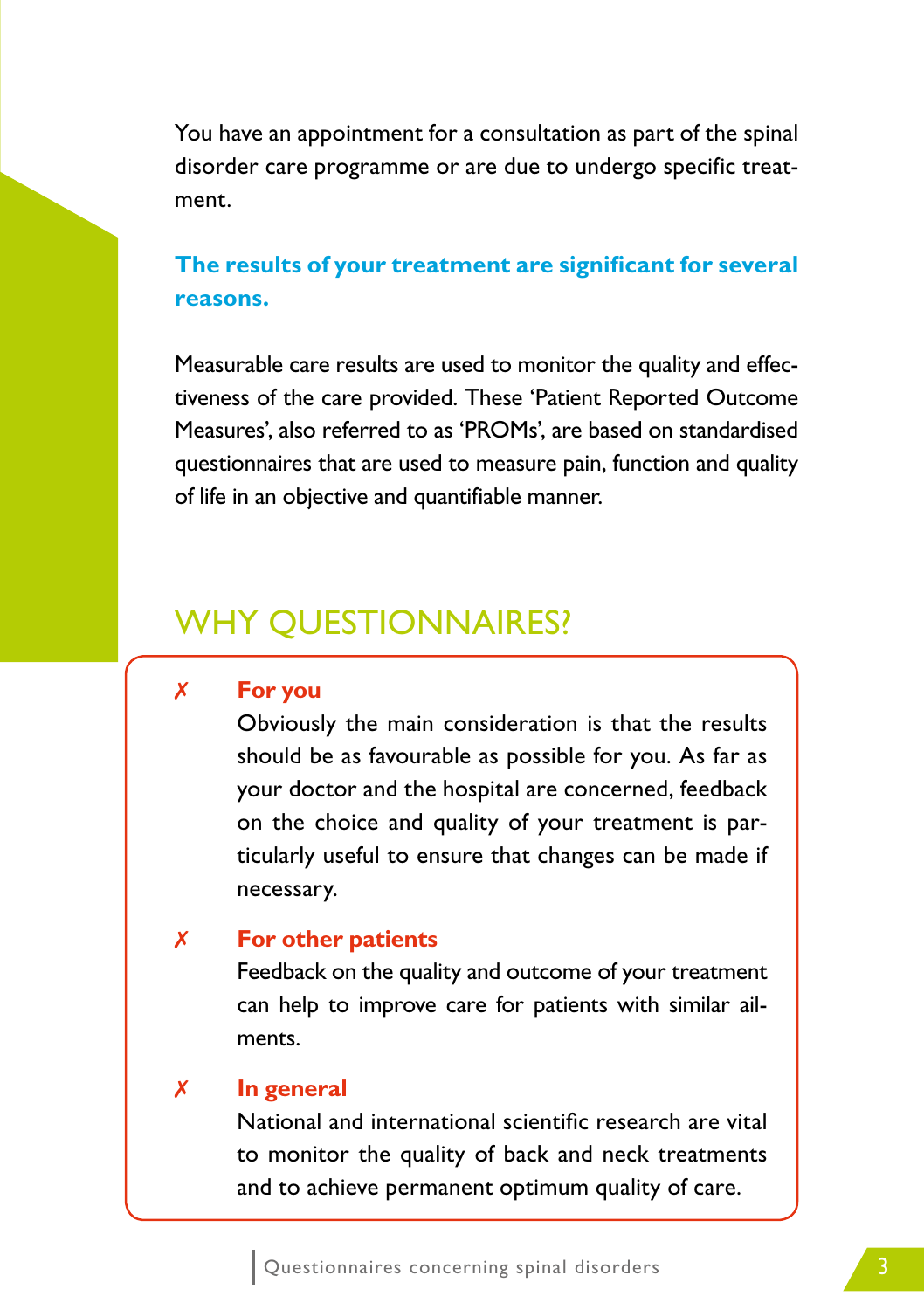You have an appointment for a consultation as part of the spinal disorder care programme or are due to undergo specific treatment.

**The results of your treatment are significant for several reasons.**

Measurable care results are used to monitor the quality and effectiveness of the care provided. These ‘Patient Reported Outcome Measures’, also referred to as ‘PROMs’, are based on standardised questionnaires that are used to measure pain, function and quality of life in an objective and quantifiable manner.

## WHY QUESTIONNAIRES?

✗ **For you**
Obviously the main consideration is that the results should be as favourable as possible for you. As far as your doctor and the hospital are concerned, feedback on the choice and quality of your treatment is particularly useful to ensure that changes can be made if necessary.

✗ **For other patients**
Feedback on the quality and outcome of your treatment can help to improve care for patients with similar ailments.

✗ **In general**
National and international scientific research are vital to monitor the quality of back and neck treatments and to achieve permanent optimum quality of care.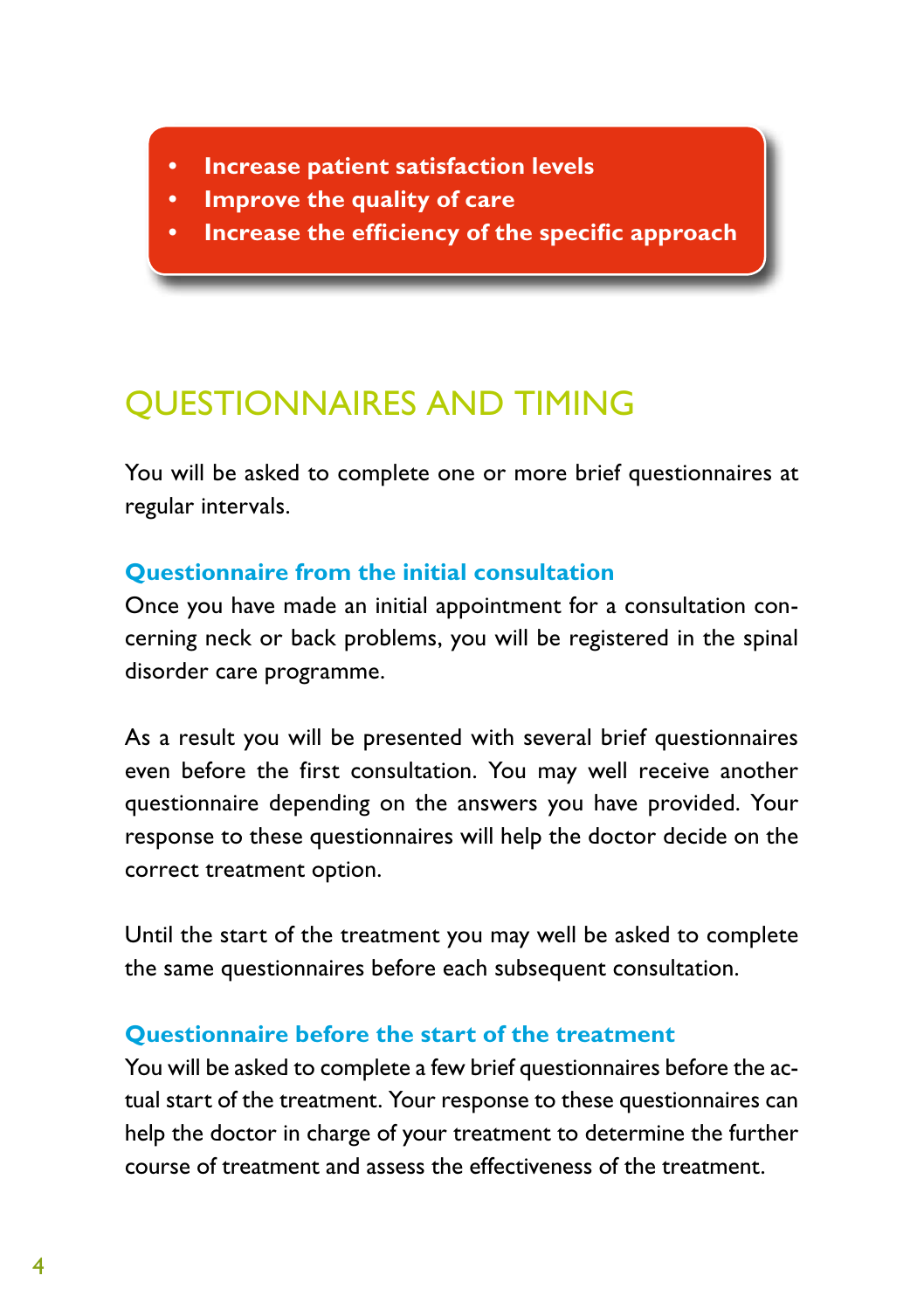- **Increase patient satisfaction levels**
- **Improve the quality of care**
- **Increase the efficiency of the specific approach**

## QUESTIONNAIRES AND TIMING

You will be asked to complete one or more brief questionnaires at regular intervals.

### Questionnaire from the initial consultation

Once you have made an initial appointment for a consultation concerning neck or back problems, you will be registered in the spinal disorder care programme.

As a result you will be presented with several brief questionnaires even before the first consultation. You may well receive another questionnaire depending on the answers you have provided. Your response to these questionnaires will help the doctor decide on the correct treatment option.

Until the start of the treatment you may well be asked to complete the same questionnaires before each subsequent consultation.

### Questionnaire before the start of the treatment

You will be asked to complete a few brief questionnaires before the actual start of the treatment. Your response to these questionnaires can help the doctor in charge of your treatment to determine the further course of treatment and assess the effectiveness of the treatment.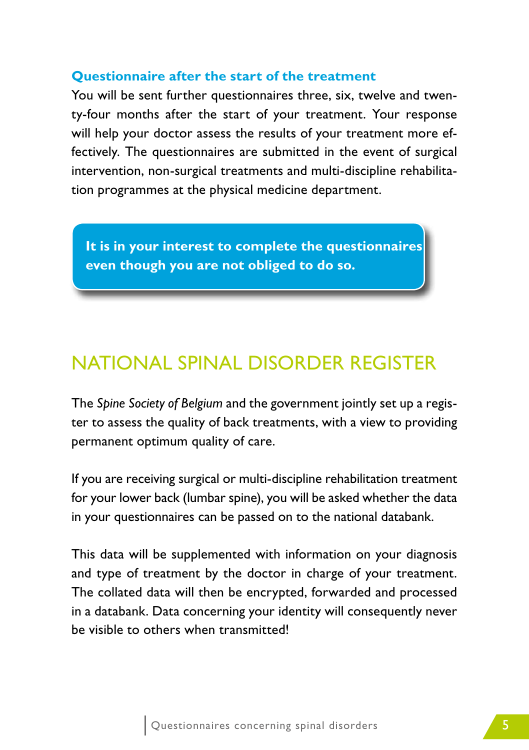### Questionnaire after the start of the treatment

You will be sent further questionnaires three, six, twelve and twenty-four months after the start of your treatment. Your response will help your doctor assess the results of your treatment more effectively. The questionnaires are submitted in the event of surgical intervention, non-surgical treatments and multi-discipline rehabilitation programmes at the physical medicine department.

**It is in your interest to complete the questionnaires even though you are not obliged to do so.**

## NATIONAL SPINAL DISORDER REGISTER

The *Spine Society of Belgium* and the government jointly set up a register to assess the quality of back treatments, with a view to providing permanent optimum quality of care.

If you are receiving surgical or multi-discipline rehabilitation treatment for your lower back (lumbar spine), you will be asked whether the data in your questionnaires can be passed on to the national databank.

This data will be supplemented with information on your diagnosis and type of treatment by the doctor in charge of your treatment. The collated data will then be encrypted, forwarded and processed in a databank. Data concerning your identity will consequently never be visible to others when transmitted!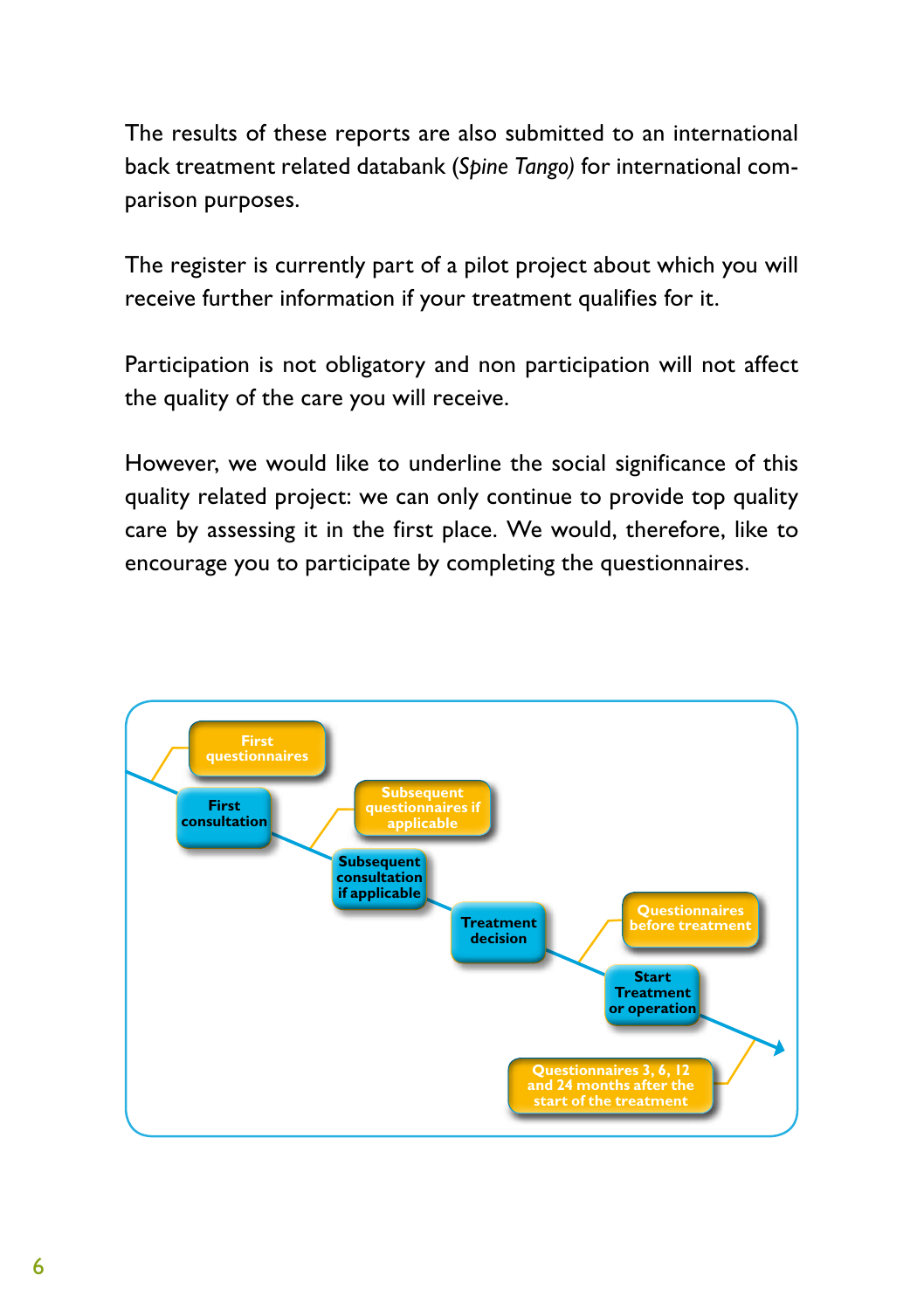The results of these reports are also submitted to an international back treatment related databank (*Spine Tango*) for international comparison purposes.

The register is currently part of a pilot project about which you will receive further information if your treatment qualifies for it.

Participation is not obligatory and non participation will not affect the quality of the care you will receive.

However, we would like to underline the social significance of this quality related project: we can only continue to provide top quality care by assessing it in the first place. We would, therefore, like to encourage you to participate by completing the questionnaires.

First questionnaires

First consultation

Subsequent questionnaires if applicable

Subsequent consultation if applicable

Treatment decision

Questionnaires before treatment

Start Treatment or operation

Questionnaires 3, 6, 12 and 24 months after the start of the treatment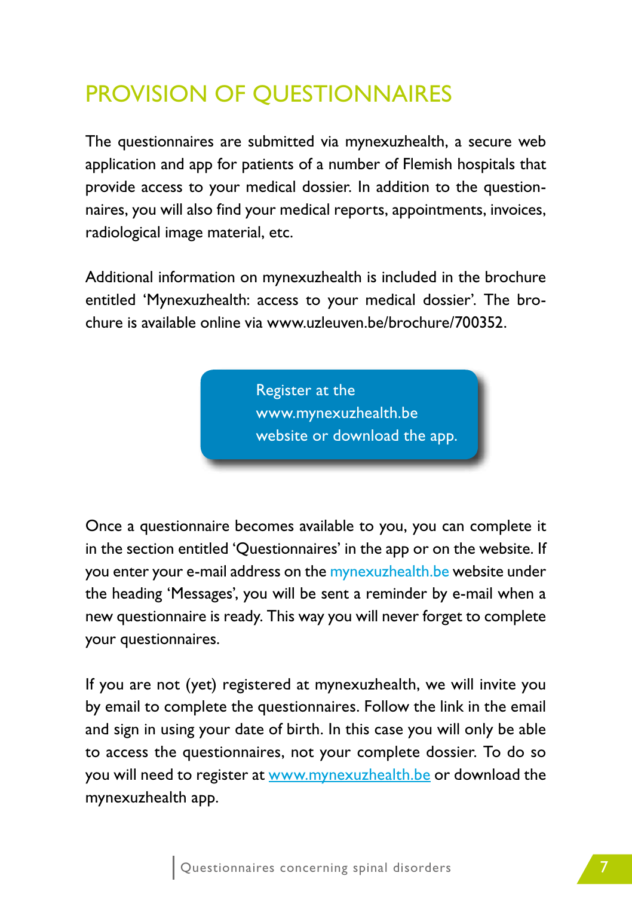# PROVISION OF QUESTIONNAIRES

The questionnaires are submitted via mynexuzhealth, a secure web application and app for patients of a number of Flemish hospitals that provide access to your medical dossier. In addition to the questionnaires, you will also find your medical reports, appointments, invoices, radiological image material, etc.

Additional information on mynexuzhealth is included in the brochure entitled 'Mynexuzhealth: access to your medical dossier'. The brochure is available online via www.uzleuven.be/brochure/700352.

> Register at the www.mynexuzhealth.be website or download the app.

Once a questionnaire becomes available to you, you can complete it in the section entitled 'Questionnaires' in the app or on the website. If you enter your e-mail address on the mynexuzhealth.be website under the heading 'Messages', you will be sent a reminder by e-mail when a new questionnaire is ready. This way you will never forget to complete your questionnaires.

If you are not (yet) registered at mynexuzhealth, we will invite you by email to complete the questionnaires. Follow the link in the email and sign in using your date of birth. In this case you will only be able to access the questionnaires, not your complete dossier. To do so you will need to register at www.mynexuzhealth.be or download the mynexuzhealth app.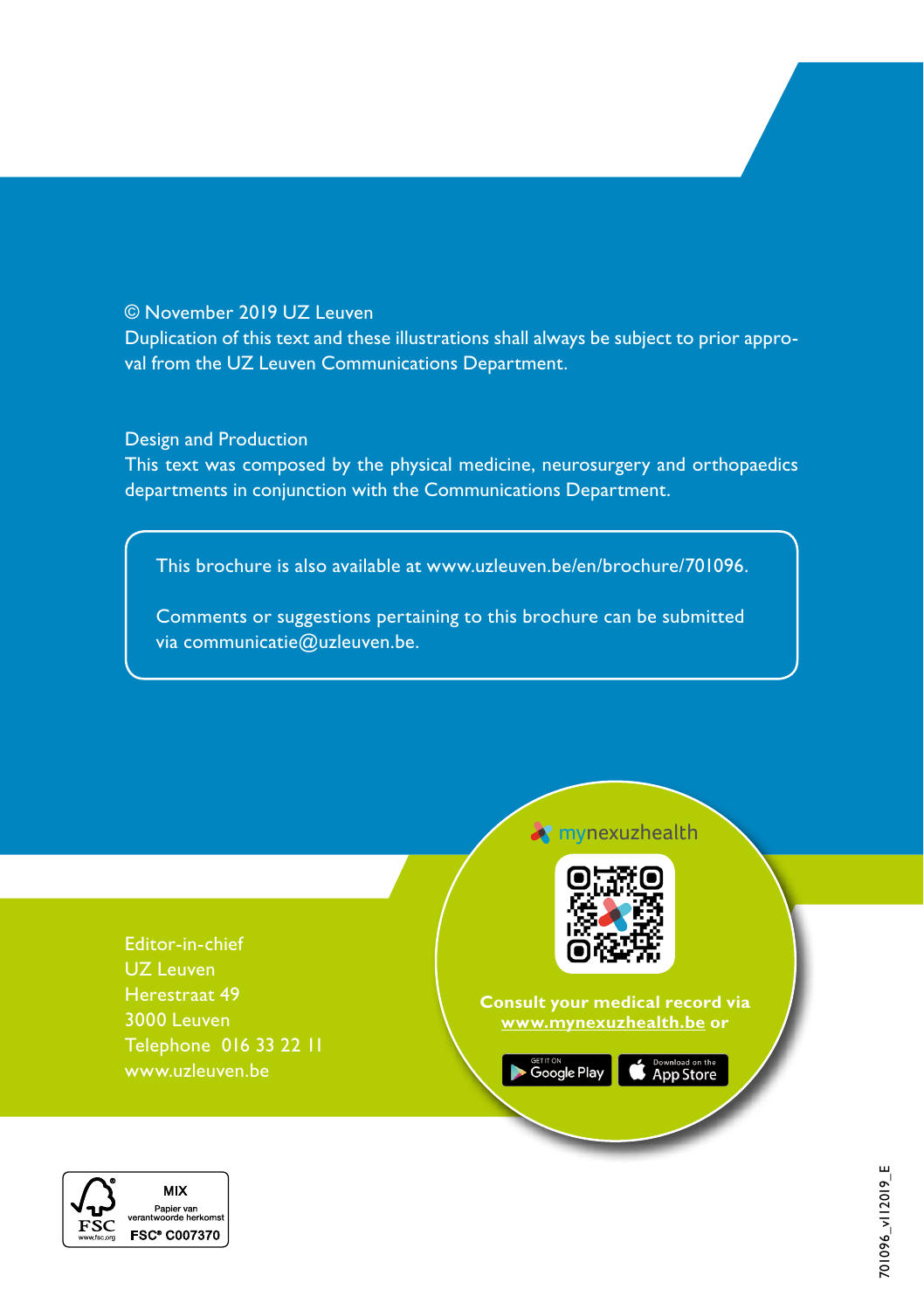© November 2019 UZ Leuven
Duplication of this text and these illustrations shall always be subject to prior approval from the UZ Leuven Communications Department.

Design and Production
This text was composed by the physical medicine, neurosurgery and orthopaedics departments in conjunction with the Communications Department.

This brochure is also available at www.uzleuven.be/en/brochure/701096.

Comments or suggestions pertaining to this brochure can be submitted via communicatie@uzleuven.be.

mynexuzhealth

**Consult your medical record via www.mynexuzhealth.be or**

GET IT ON Google Play

Download on the App Store

Editor-in-chief
UZ Leuven
Herestraat 49
3000 Leuven
Telephone 016 33 22 11
www.uzleuven.be

FSC www.fsc.org MIX Papier van verantwoorde herkomst FSC® C007370

701096_v112019_E